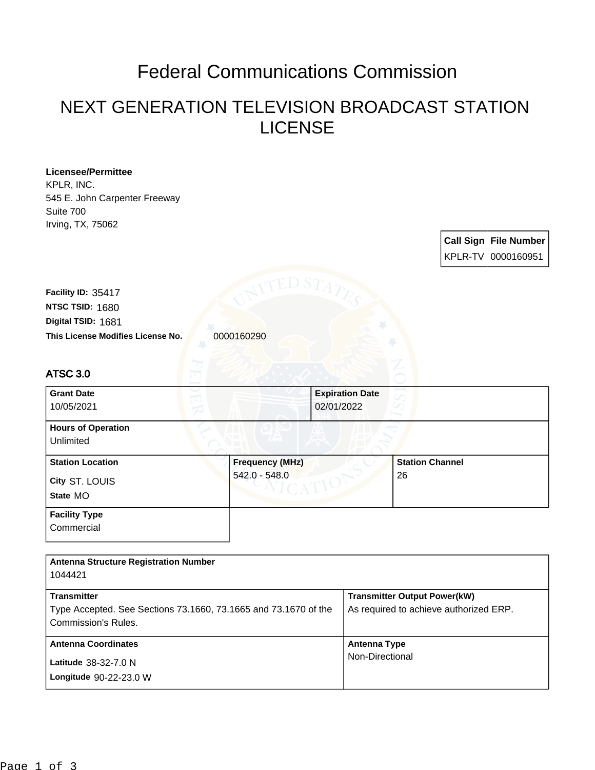# Federal Communications Commission

## NEXT GENERATION TELEVISION BROADCAST STATION LICENSE

**Licensee/Permittee**
KPLR, INC.
545 E. John Carpenter Freeway
Suite 700
Irving, TX, 75062

| Call Sign | File Number |
|---|---|
| KPLR-TV | 0000160951 |

**Facility ID:** 35417
**NTSC TSID:** 1680
**Digital TSID:** 1681
**This License Modifies License No.** 0000160290

### ATSC 3.0

| Grant Date | Expiration Date | |
|---|---|---|
| 10/05/2021 | 02/01/2022 | |

| Hours of Operation |
|---|
| Unlimited |

| Station Location | Frequency (MHz) | Station Channel |
|---|---|---|
| City ST. LOUIS<br>State MO | 542.0 - 548.0 | 26 |

| Facility Type |
|---|
| Commercial |

| Antenna Structure Registration Number | |
|---|---|
| 1044421 | |
| **Transmitter** | **Transmitter Output Power(kW)** |
| Type Accepted. See Sections 73.1660, 73.1665 and 73.1670 of the Commission's Rules. | As required to achieve authorized ERP. |
| **Antenna Coordinates** | **Antenna Type** |
| Latitude 38-32-7.0 N<br>Longitude 90-22-23.0 W | Non-Directional |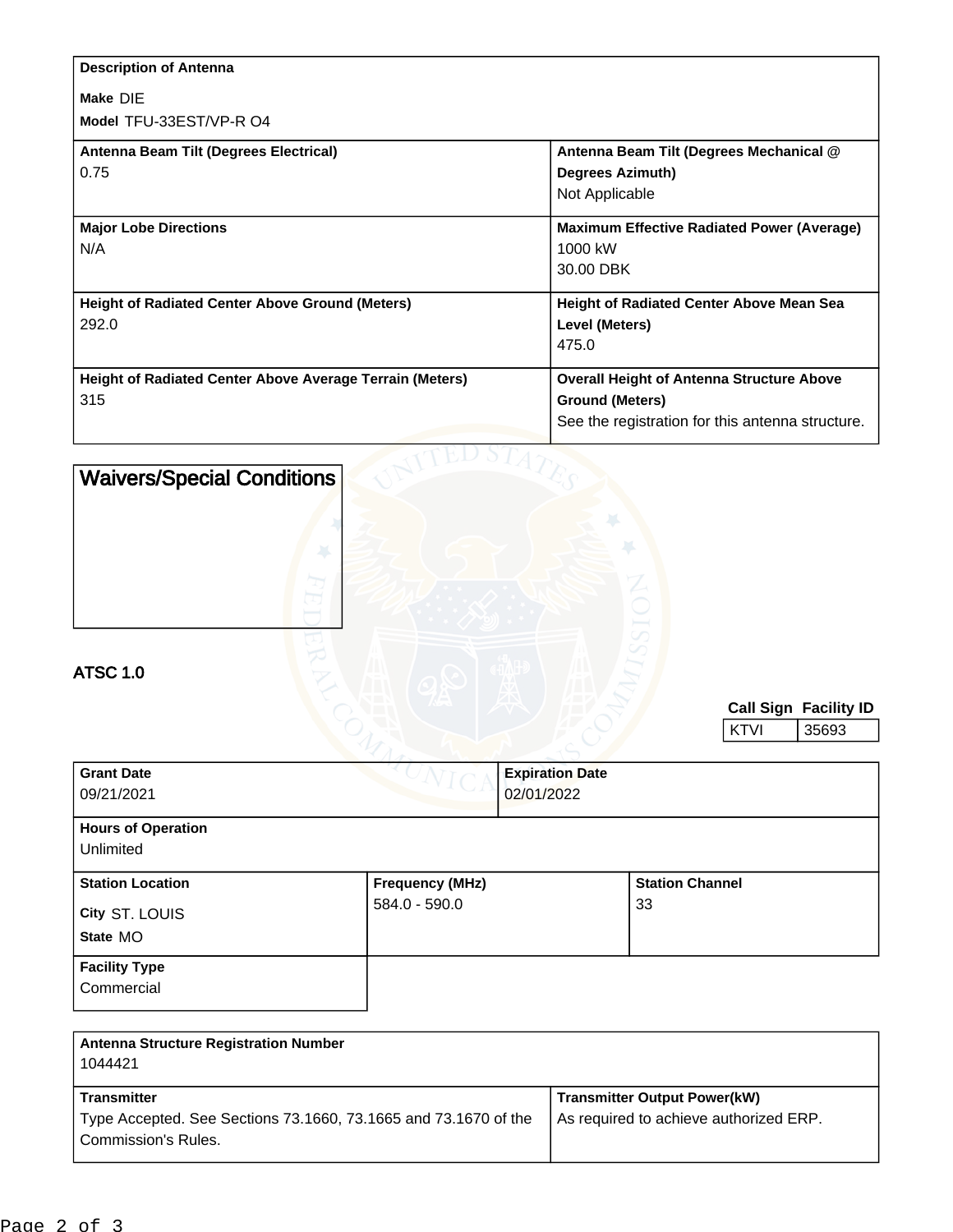| Description of Antenna | |
|---|---|
| **Make** DIE<br>**Model** TFU-33EST/VP-R O4 | |
| **Antenna Beam Tilt (Degrees Electrical)**<br>0.75 | **Antenna Beam Tilt (Degrees Mechanical @ Degrees Azimuth)**<br>Not Applicable |
| **Major Lobe Directions**<br>N/A | **Maximum Effective Radiated Power (Average)**<br>1000 kW<br>30.00 DBK |
| **Height of Radiated Center Above Ground (Meters)**<br>292.0 | **Height of Radiated Center Above Mean Sea Level (Meters)**<br>475.0 |
| **Height of Radiated Center Above Average Terrain (Meters)**<br>315 | **Overall Height of Antenna Structure Above Ground (Meters)**<br>See the registration for this antenna structure. |

## Waivers/Special Conditions

## ATSC 1.0

| Call Sign | Facility ID |
|---|---|
| KTVI | 35693 |

| Grant Date | Expiration Date |
|---|---|
| 09/21/2021 | 02/01/2022 |

**Hours of Operation**
Unlimited

| Station Location | Frequency (MHz) | Station Channel |
|---|---|---|
| **City** ST. LOUIS<br>**State** MO | 584.0 - 590.0 | 33 |

**Facility Type**
Commercial

**Antenna Structure Registration Number**
1044421

| Transmitter | Transmitter Output Power(kW) |
|---|---|
| Type Accepted. See Sections 73.1660, 73.1665 and 73.1670 of the Commission's Rules. | As required to achieve authorized ERP. |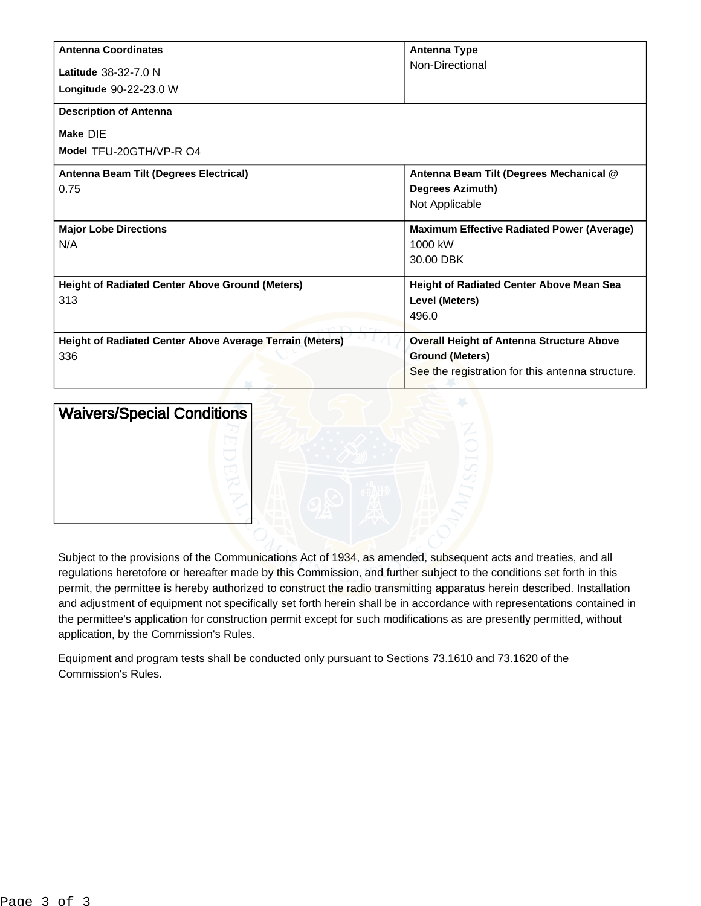| | |
|---|---|
| **Antenna Coordinates**<br>**Latitude** 38-32-7.0 N<br>**Longitude** 90-22-23.0 W | **Antenna Type**<br>Non-Directional |
| **Description of Antenna**<br>**Make** DIE<br>**Model** TFU-20GTH/VP-R O4 | |
| **Antenna Beam Tilt (Degrees Electrical)**<br>0.75 | **Antenna Beam Tilt (Degrees Mechanical @ Degrees Azimuth)**<br>Not Applicable |
| **Major Lobe Directions**<br>N/A | **Maximum Effective Radiated Power (Average)**<br>1000 kW<br>30.00 DBK |
| **Height of Radiated Center Above Ground (Meters)**<br>313 | **Height of Radiated Center Above Mean Sea Level (Meters)**<br>496.0 |
| **Height of Radiated Center Above Average Terrain (Meters)**<br>336 | **Overall Height of Antenna Structure Above Ground (Meters)**<br>See the registration for this antenna structure. |

## Waivers/Special Conditions

Subject to the provisions of the Communications Act of 1934, as amended, subsequent acts and treaties, and all regulations heretofore or hereafter made by this Commission, and further subject to the conditions set forth in this permit, the permittee is hereby authorized to construct the radio transmitting apparatus herein described. Installation and adjustment of equipment not specifically set forth herein shall be in accordance with representations contained in the permittee's application for construction permit except for such modifications as are presently permitted, without application, by the Commission's Rules.

Equipment and program tests shall be conducted only pursuant to Sections 73.1610 and 73.1620 of the Commission's Rules.